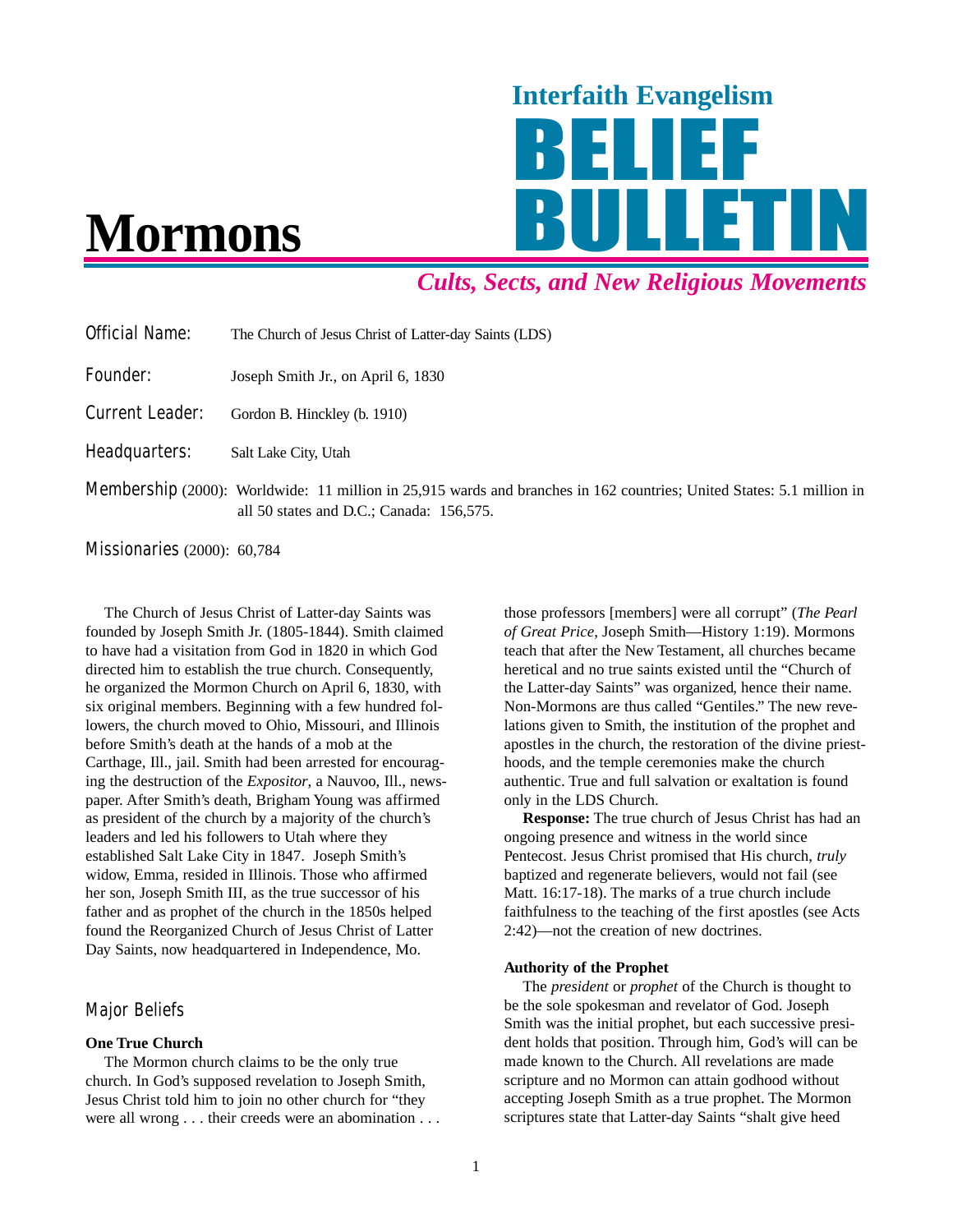Interfaith Evangelism

# BELIEF BULLETIN

*Cults, Sects, and New Religious Movements*

# Mormons

**Official Name:** The Church of Jesus Christ of Latter-day Saints (LDS)

**Founder:** Joseph Smith Jr., on April 6, 1830

**Current Leader:** Gordon B. Hinckley (b. 1910)

**Headquarters:** Salt Lake City, Utah

**Membership** (2000): Worldwide: 11 million in 25,915 wards and branches in 162 countries; United States: 5.1 million in all 50 states and D.C.; Canada: 156,575.

**Missionaries** (2000): 60,784

The Church of Jesus Christ of Latter-day Saints was founded by Joseph Smith Jr. (1805-1844). Smith claimed to have had a visitation from God in 1820 in which God directed him to establish the true church. Consequently, he organized the Mormon Church on April 6, 1830, with six original members. Beginning with a few hundred followers, the church moved to Ohio, Missouri, and Illinois before Smith's death at the hands of a mob at the Carthage, Ill., jail. Smith had been arrested for encouraging the destruction of the *Expositor*, a Nauvoo, Ill., newspaper. After Smith's death, Brigham Young was affirmed as president of the church by a majority of the church's leaders and led his followers to Utah where they established Salt Lake City in 1847. Joseph Smith's widow, Emma, resided in Illinois. Those who affirmed her son, Joseph Smith III, as the true successor of his father and as prophet of the church in the 1850s helped found the Reorganized Church of Jesus Christ of Latter Day Saints, now headquartered in Independence, Mo.

## Major Beliefs

### One True Church

The Mormon church claims to be the only true church. In God's supposed revelation to Joseph Smith, Jesus Christ told him to join no other church for "they were all wrong . . . their creeds were an abomination . . . those professors [members] were all corrupt" (*The Pearl of Great Price*, Joseph Smith—History 1:19). Mormons teach that after the New Testament, all churches became heretical and no true saints existed until the "Church of the Latter-day Saints" was organized, hence their name. Non-Mormons are thus called "Gentiles." The new revelations given to Smith, the institution of the prophet and apostles in the church, the restoration of the divine priesthoods, and the temple ceremonies make the church authentic. True and full salvation or exaltation is found only in the LDS Church.

**Response:** The true church of Jesus Christ has had an ongoing presence and witness in the world since Pentecost. Jesus Christ promised that His church, *truly* baptized and regenerate believers, would not fail (see Matt. 16:17-18). The marks of a true church include faithfulness to the teaching of the first apostles (see Acts 2:42)—not the creation of new doctrines.

### Authority of the Prophet

The *president* or *prophet* of the Church is thought to be the sole spokesman and revelator of God. Joseph Smith was the initial prophet, but each successive president holds that position. Through him, God's will can be made known to the Church. All revelations are made scripture and no Mormon can attain godhood without accepting Joseph Smith as a true prophet. The Mormon scriptures state that Latter-day Saints "shalt give heed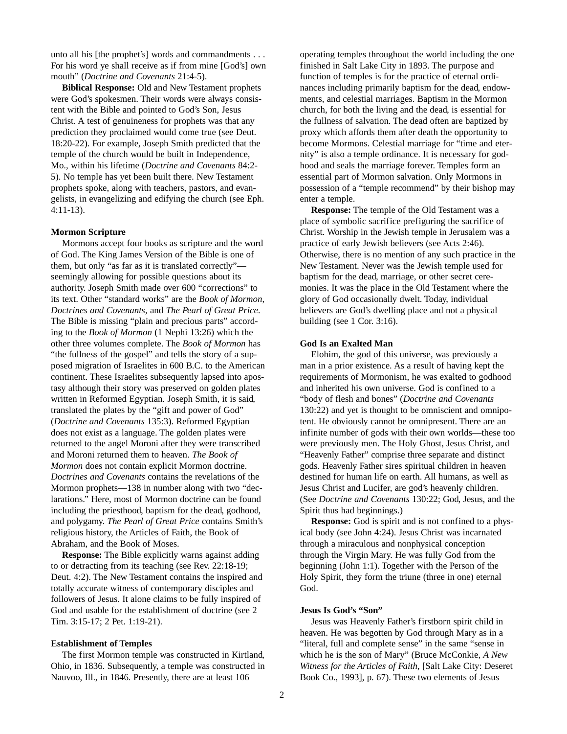unto all his [the prophet's] words and commandments . . . For his word ye shall receive as if from mine [God's] own mouth" (*Doctrine and Covenants* 21:4-5).

**Biblical Response:** Old and New Testament prophets were God's spokesmen. Their words were always consistent with the Bible and pointed to God's Son, Jesus Christ. A test of genuineness for prophets was that any prediction they proclaimed would come true (see Deut. 18:20-22). For example, Joseph Smith predicted that the temple of the church would be built in Independence, Mo., within his lifetime (*Doctrine and Covenants* 84:2-5). No temple has yet been built there. New Testament prophets spoke, along with teachers, pastors, and evangelists, in evangelizing and edifying the church (see Eph. 4:11-13).

#### Mormon Scripture

Mormons accept four books as scripture and the word of God. The King James Version of the Bible is one of them, but only "as far as it is translated correctly"—seemingly allowing for possible questions about its authority. Joseph Smith made over 600 "corrections" to its text. Other "standard works" are the *Book of Mormon*, *Doctrines and Covenants*, and *The Pearl of Great Price*. The Bible is missing "plain and precious parts" according to the *Book of Mormon* (1 Nephi 13:26) which the other three volumes complete. The *Book of Mormon* has "the fullness of the gospel" and tells the story of a supposed migration of Israelites in 600 B.C. to the American continent. These Israelites subsequently lapsed into apostasy although their story was preserved on golden plates written in Reformed Egyptian. Joseph Smith, it is said, translated the plates by the "gift and power of God" (*Doctrine and Covenants* 135:3). Reformed Egyptian does not exist as a language. The golden plates were returned to the angel Moroni after they were transcribed and Moroni returned them to heaven. *The Book of Mormon* does not contain explicit Mormon doctrine. *Doctrines and Covenants* contains the revelations of the Mormon prophets—138 in number along with two "declarations." Here, most of Mormon doctrine can be found including the priesthood, baptism for the dead, godhood, and polygamy. *The Pearl of Great Price* contains Smith's religious history, the Articles of Faith, the Book of Abraham, and the Book of Moses.

**Response:** The Bible explicitly warns against adding to or detracting from its teaching (see Rev. 22:18-19; Deut. 4:2). The New Testament contains the inspired and totally accurate witness of contemporary disciples and followers of Jesus. It alone claims to be fully inspired of God and usable for the establishment of doctrine (see 2 Tim. 3:15-17; 2 Pet. 1:19-21).

#### Establishment of Temples

The first Mormon temple was constructed in Kirtland, Ohio, in 1836. Subsequently, a temple was constructed in Nauvoo, Ill., in 1846. Presently, there are at least 106 operating temples throughout the world including the one finished in Salt Lake City in 1893. The purpose and function of temples is for the practice of eternal ordinances including primarily baptism for the dead, endowments, and celestial marriages. Baptism in the Mormon church, for both the living and the dead, is essential for the fullness of salvation. The dead often are baptized by proxy which affords them after death the opportunity to become Mormons. Celestial marriage for "time and eternity" is also a temple ordinance. It is necessary for godhood and seals the marriage forever. Temples form an essential part of Mormon salvation. Only Mormons in possession of a "temple recommend" by their bishop may enter a temple.

**Response:** The temple of the Old Testament was a place of symbolic sacrifice prefiguring the sacrifice of Christ. Worship in the Jewish temple in Jerusalem was a practice of early Jewish believers (see Acts 2:46). Otherwise, there is no mention of any such practice in the New Testament. Never was the Jewish temple used for baptism for the dead, marriage, or other secret ceremonies. It was the place in the Old Testament where the glory of God occasionally dwelt. Today, individual believers are God's dwelling place and not a physical building (see 1 Cor. 3:16).

#### God Is an Exalted Man

Elohim, the god of this universe, was previously a man in a prior existence. As a result of having kept the requirements of Mormonism, he was exalted to godhood and inherited his own universe. God is confined to a "body of flesh and bones" (*Doctrine and Covenants* 130:22) and yet is thought to be omniscient and omnipotent. He obviously cannot be omnipresent. There are an infinite number of gods with their own worlds—these too were previously men. The Holy Ghost, Jesus Christ, and "Heavenly Father" comprise three separate and distinct gods. Heavenly Father sires spiritual children in heaven destined for human life on earth. All humans, as well as Jesus Christ and Lucifer, are god's heavenly children. (See *Doctrine and Covenants* 130:22; God, Jesus, and the Spirit thus had beginnings.)

**Response:** God is spirit and is not confined to a physical body (see John 4:24). Jesus Christ was incarnated through a miraculous and nonphysical conception through the Virgin Mary. He was fully God from the beginning (John 1:1). Together with the Person of the Holy Spirit, they form the triune (three in one) eternal God.

#### Jesus Is God's "Son"

Jesus was Heavenly Father's firstborn spirit child in heaven. He was begotten by God through Mary as in a "literal, full and complete sense" in the same "sense in which he is the son of Mary" (Bruce McConkie, *A New Witness for the Articles of Faith*, [Salt Lake City: Deseret Book Co., 1993], p. 67). These two elements of Jesus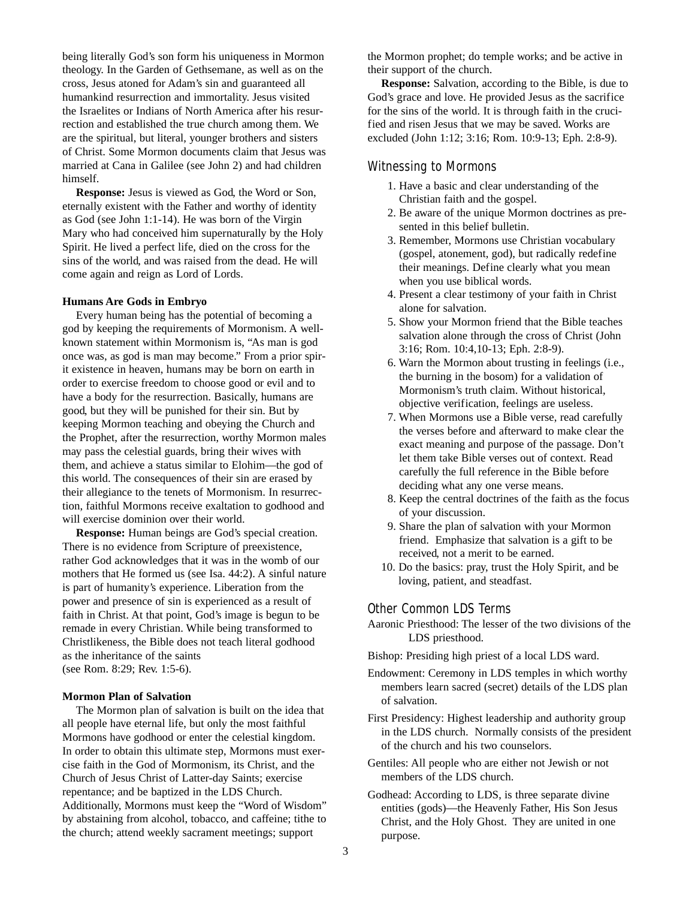being literally God's son form his uniqueness in Mormon theology. In the Garden of Gethsemane, as well as on the cross, Jesus atoned for Adam's sin and guaranteed all humankind resurrection and immortality. Jesus visited the Israelites or Indians of North America after his resurrection and established the true church among them. We are the spiritual, but literal, younger brothers and sisters of Christ. Some Mormon documents claim that Jesus was married at Cana in Galilee (see John 2) and had children himself.

**Response:** Jesus is viewed as God, the Word or Son, eternally existent with the Father and worthy of identity as God (see John 1:1-14). He was born of the Virgin Mary who had conceived him supernaturally by the Holy Spirit. He lived a perfect life, died on the cross for the sins of the world, and was raised from the dead. He will come again and reign as Lord of Lords.

**Humans Are Gods in Embryo**

Every human being has the potential of becoming a god by keeping the requirements of Mormonism. A well-known statement within Mormonism is, "As man is god once was, as god is man may become." From a prior spirit existence in heaven, humans may be born on earth in order to exercise freedom to choose good or evil and to have a body for the resurrection. Basically, humans are good, but they will be punished for their sin. But by keeping Mormon teaching and obeying the Church and the Prophet, after the resurrection, worthy Mormon males may pass the celestial guards, bring their wives with them, and achieve a status similar to Elohim—the god of this world. The consequences of their sin are erased by their allegiance to the tenets of Mormonism. In resurrection, faithful Mormons receive exaltation to godhood and will exercise dominion over their world.

**Response:** Human beings are God's special creation. There is no evidence from Scripture of preexistence, rather God acknowledges that it was in the womb of our mothers that He formed us (see Isa. 44:2). A sinful nature is part of humanity's experience. Liberation from the power and presence of sin is experienced as a result of faith in Christ. At that point, God's image is begun to be remade in every Christian. While being transformed to Christlikeness, the Bible does not teach literal godhood as the inheritance of the saints
(see Rom. 8:29; Rev. 1:5-6).

**Mormon Plan of Salvation**

The Mormon plan of salvation is built on the idea that all people have eternal life, but only the most faithful Mormons have godhood or enter the celestial kingdom. In order to obtain this ultimate step, Mormons must exercise faith in the God of Mormonism, its Christ, and the Church of Jesus Christ of Latter-day Saints; exercise repentance; and be baptized in the LDS Church. Additionally, Mormons must keep the "Word of Wisdom" by abstaining from alcohol, tobacco, and caffeine; tithe to the church; attend weekly sacrament meetings; support the Mormon prophet; do temple works; and be active in their support of the church.

**Response:** Salvation, according to the Bible, is due to God's grace and love. He provided Jesus as the sacrifice for the sins of the world. It is through faith in the crucified and risen Jesus that we may be saved. Works are excluded (John 1:12; 3:16; Rom. 10:9-13; Eph. 2:8-9).

## Witnessing to Mormons

1. Have a basic and clear understanding of the Christian faith and the gospel.
2. Be aware of the unique Mormon doctrines as presented in this belief bulletin.
3. Remember, Mormons use Christian vocabulary (gospel, atonement, god), but radically redefine their meanings. Define clearly what you mean when you use biblical words.
4. Present a clear testimony of your faith in Christ alone for salvation.
5. Show your Mormon friend that the Bible teaches salvation alone through the cross of Christ (John 3:16; Rom. 10:4,10-13; Eph. 2:8-9).
6. Warn the Mormon about trusting in feelings (i.e., the burning in the bosom) for a validation of Mormonism's truth claim. Without historical, objective verification, feelings are useless.
7. When Mormons use a Bible verse, read carefully the verses before and afterward to make clear the exact meaning and purpose of the passage. Don't let them take Bible verses out of context. Read carefully the full reference in the Bible before deciding what any one verse means.
8. Keep the central doctrines of the faith as the focus of your discussion.
9. Share the plan of salvation with your Mormon friend. Emphasize that salvation is a gift to be received, not a merit to be earned.
10. Do the basics: pray, trust the Holy Spirit, and be loving, patient, and steadfast.

## Other Common LDS Terms

Aaronic Priesthood: The lesser of the two divisions of the LDS priesthood.

Bishop: Presiding high priest of a local LDS ward.

Endowment: Ceremony in LDS temples in which worthy members learn sacred (secret) details of the LDS plan of salvation.

First Presidency: Highest leadership and authority group in the LDS church. Normally consists of the president of the church and his two counselors.

Gentiles: All people who are either not Jewish or not members of the LDS church.

Godhead: According to LDS, is three separate divine entities (gods)—the Heavenly Father, His Son Jesus Christ, and the Holy Ghost. They are united in one purpose.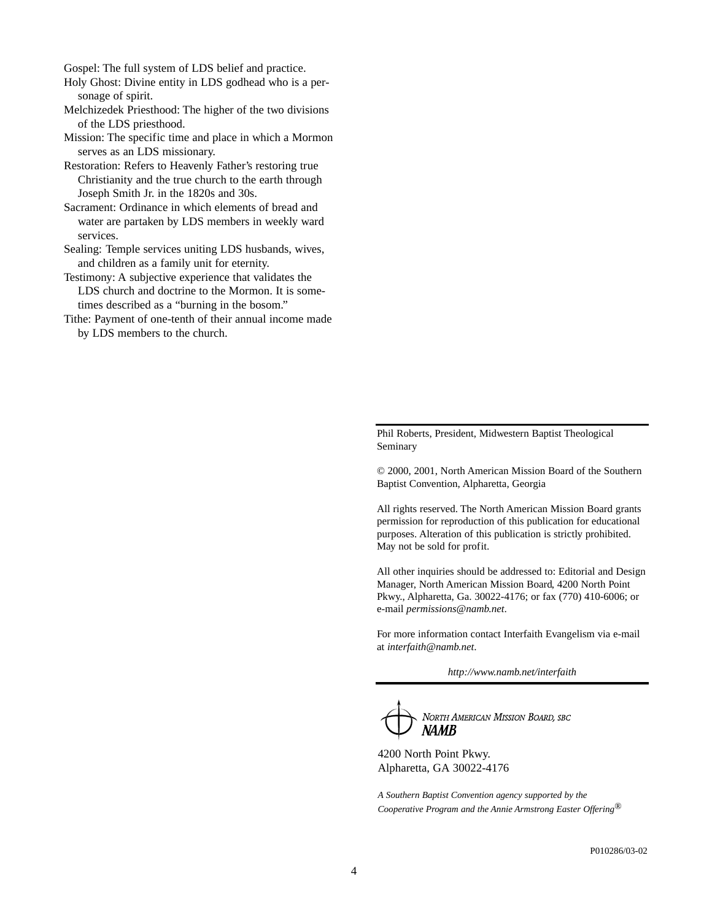Gospel: The full system of LDS belief and practice.

Holy Ghost: Divine entity in LDS godhead who is a personage of spirit.

Melchizedek Priesthood: The higher of the two divisions of the LDS priesthood.

Mission: The specific time and place in which a Mormon serves as an LDS missionary.

Restoration: Refers to Heavenly Father's restoring true Christianity and the true church to the earth through Joseph Smith Jr. in the 1820s and 30s.

Sacrament: Ordinance in which elements of bread and water are partaken by LDS members in weekly ward services.

Sealing: Temple services uniting LDS husbands, wives, and children as a family unit for eternity.

Testimony: A subjective experience that validates the LDS church and doctrine to the Mormon. It is sometimes described as a "burning in the bosom."

Tithe: Payment of one-tenth of their annual income made by LDS members to the church.

---

Phil Roberts, President, Midwestern Baptist Theological Seminary

© 2000, 2001, North American Mission Board of the Southern Baptist Convention, Alpharetta, Georgia

All rights reserved. The North American Mission Board grants permission for reproduction of this publication for educational purposes. Alteration of this publication is strictly prohibited. May not be sold for profit.

All other inquiries should be addressed to: Editorial and Design Manager, North American Mission Board, 4200 North Point Pkwy., Alpharetta, Ga. 30022-4176; or fax (770) 410-6006; or e-mail *permissions@namb.net*.

For more information contact Interfaith Evangelism via e-mail at *interfaith@namb.net*.

*http://www.namb.net/interfaith*

---

NORTH AMERICAN MISSION BOARD, SBC
***NAMB***

4200 North Point Pkwy.
Alpharetta, GA 30022-4176

*A Southern Baptist Convention agency supported by the Cooperative Program and the Annie Armstrong Easter Offering®*

P010286/03-02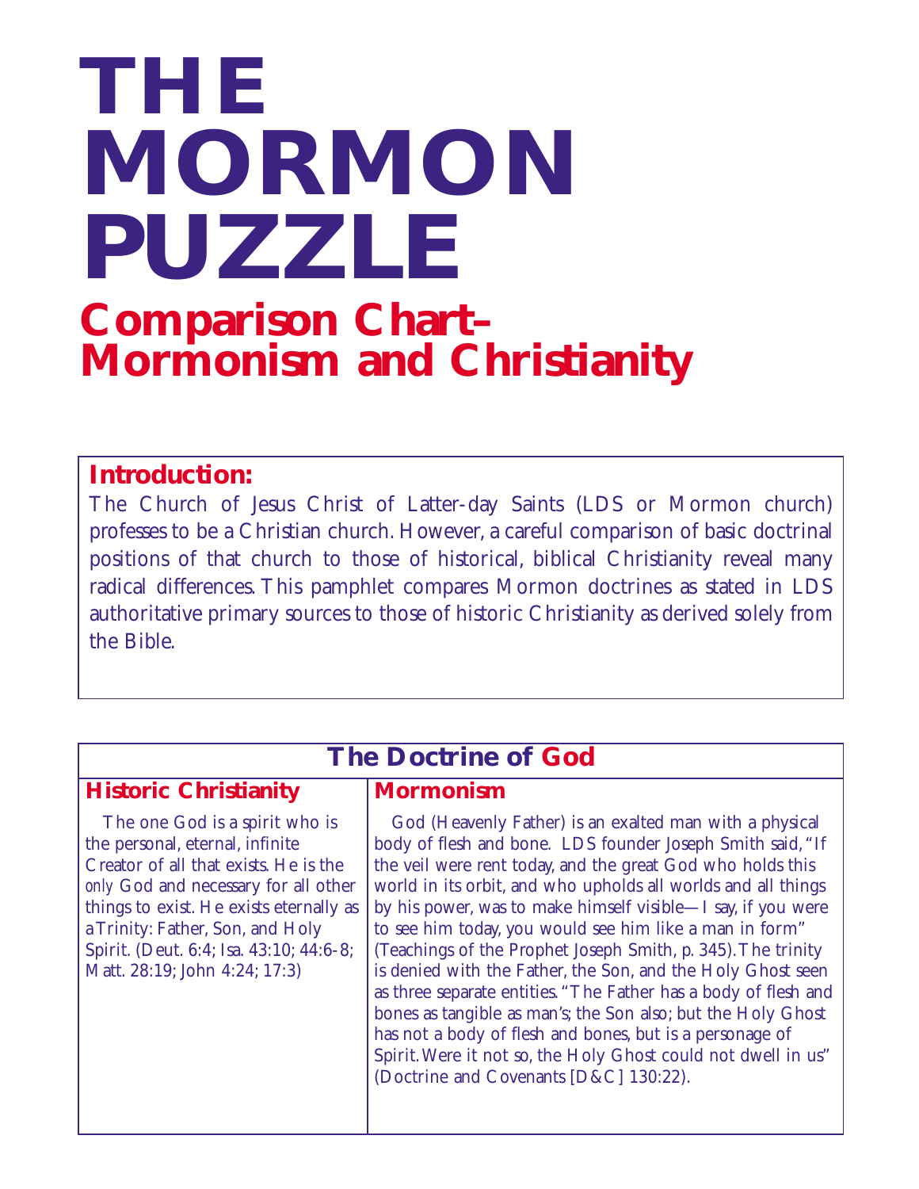# THE MORMON PUZZLE

## Comparison Chart– Mormonism and Christianity

**Introduction:**

The Church of Jesus Christ of Latter-day Saints (LDS or Mormon church) professes to be a Christian church. However, a careful comparison of basic doctrinal positions of that church to those of historical, biblical Christianity reveal many radical differences. This pamphlet compares Mormon doctrines as stated in LDS authoritative primary sources to those of historic Christianity as derived solely from the Bible.

## The Doctrine of God

| Historic Christianity | Mormonism |
|---|---|
| The one God is a spirit who is the personal, eternal, infinite Creator of all that exists. He is the *only* God and necessary for all other things to exist. He exists eternally as a Trinity: Father, Son, and Holy Spirit. (Deut. 6:4; Isa. 43:10; 44:6-8; Matt. 28:19; John 4:24; 17:3) | God (Heavenly Father) is an exalted man with a physical body of flesh and bone. LDS founder Joseph Smith said, "If the veil were rent today, and the great God who holds this world in its orbit, and who upholds all worlds and all things by his power, was to make himself visible—I say, if you were to see him today, you would see him like a man in form" (Teachings of the Prophet Joseph Smith, p. 345). The trinity is denied with the Father, the Son, and the Holy Ghost seen as three separate entities. "The Father has a body of flesh and bones as tangible as man's; the Son also; but the Holy Ghost has not a body of flesh and bones, but is a personage of Spirit. Were it not so, the Holy Ghost could not dwell in us" (Doctrine and Covenants [D&C] 130:22). |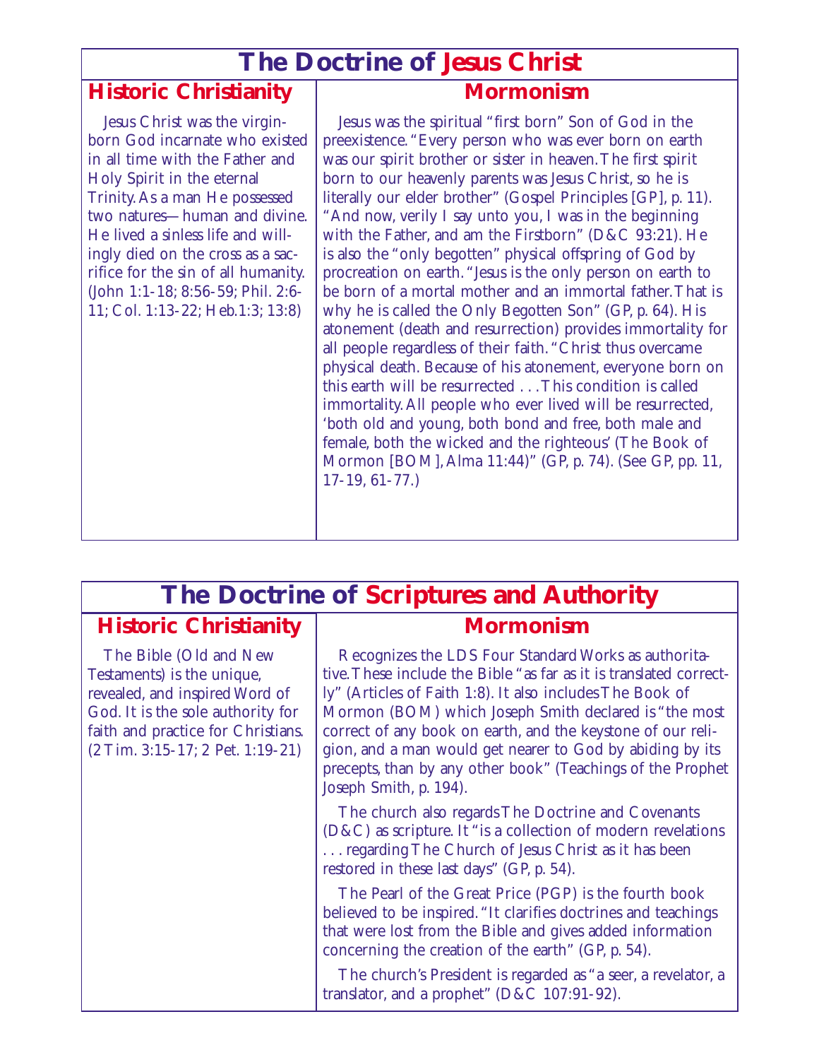## The Doctrine of Jesus Christ

### Historic Christianity

Jesus Christ was the virgin-born God incarnate who existed in all time with the Father and Holy Spirit in the eternal Trinity. As a man He possessed two natures—human and divine. He lived a sinless life and willingly died on the cross as a sacrifice for the sin of all humanity. (John 1:1-18; 8:56-59; Phil. 2:6-11; Col. 1:13-22; Heb.1:3; 13:8)

### Mormonism

Jesus was the spiritual "first born" Son of God in the preexistence. "Every person who was ever born on earth was our spirit brother or sister in heaven. The first spirit born to our heavenly parents was Jesus Christ, so he is literally our elder brother" (Gospel Principles [GP], p. 11). "And now, verily I say unto you, I was in the beginning with the Father, and am the Firstborn" (D&C 93:21). He is also the "only begotten" physical offspring of God by procreation on earth. "Jesus is the only person on earth to be born of a mortal mother and an immortal father. That is why he is called the Only Begotten Son" (GP, p. 64). His atonement (death and resurrection) provides immortality for all people regardless of their faith. "Christ thus overcame physical death. Because of his atonement, everyone born on this earth will be resurrected . . . This condition is called immortality. All people who ever lived will be resurrected, 'both old and young, both bond and free, both male and female, both the wicked and the righteous' (The Book of Mormon [BOM], Alma 11:44)" (GP, p. 74). (See GP, pp. 11, 17-19, 61-77.)

## The Doctrine of Scriptures and Authority

### Historic Christianity

The Bible (Old and New Testaments) is the unique, revealed, and inspired Word of God. It is the sole authority for faith and practice for Christians. (2 Tim. 3:15-17; 2 Pet. 1:19-21)

### Mormonism

Recognizes the LDS Four Standard Works as authoritative. These include the Bible "as far as it is translated correctly" (Articles of Faith 1:8). It also includes The Book of Mormon (BOM) which Joseph Smith declared is "the most correct of any book on earth, and the keystone of our religion, and a man would get nearer to God by abiding by its precepts, than by any other book" (Teachings of the Prophet Joseph Smith, p. 194).

The church also regards The Doctrine and Covenants (D&C) as scripture. It "is a collection of modern revelations . . . regarding The Church of Jesus Christ as it has been restored in these last days" (GP, p. 54).

The Pearl of the Great Price (PGP) is the fourth book believed to be inspired. "It clarifies doctrines and teachings that were lost from the Bible and gives added information concerning the creation of the earth" (GP, p. 54).

The church's President is regarded as "a seer, a revelator, a translator, and a prophet" (D&C 107:91-92).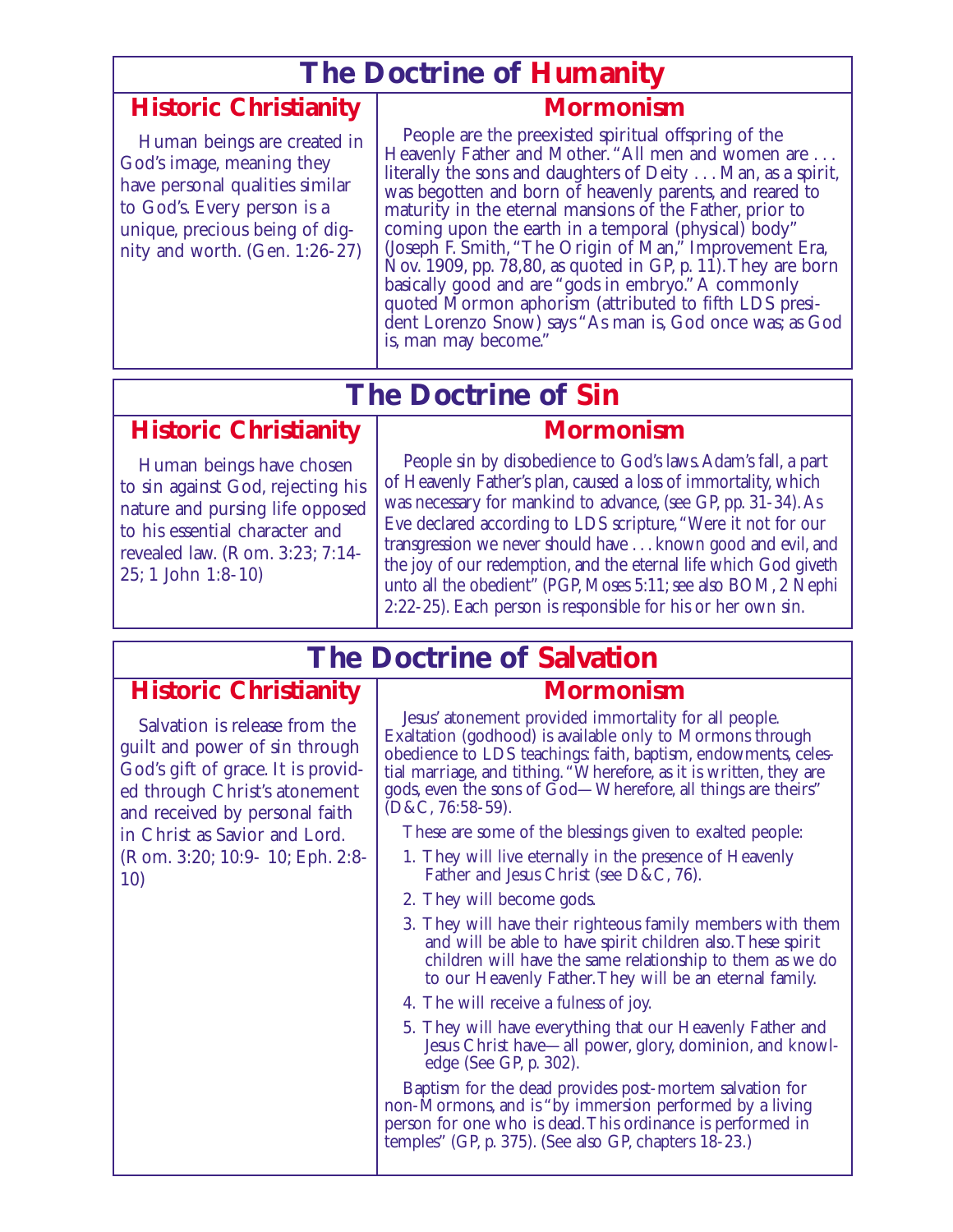## The Doctrine of Humanity

| Historic Christianity | Mormonism |
|---|---|
| Human beings are created in God's image, meaning they have personal qualities similar to God's. Every person is a unique, precious being of dignity and worth. (Gen. 1:26-27) | People are the preexisted spiritual offspring of the Heavenly Father and Mother. "All men and women are . . . literally the sons and daughters of Deity . . . Man, as a spirit, was begotten and born of heavenly parents, and reared to maturity in the eternal mansions of the Father, prior to coming upon the earth in a temporal (physical) body" (Joseph F. Smith, "The Origin of Man," Improvement Era, Nov. 1909, pp. 78,80, as quoted in GP, p. 11). They are born basically good and are "gods in embryo." A commonly quoted Mormon aphorism (attributed to fifth LDS president Lorenzo Snow) says "As man is, God once was; as God is, man may become." |

## The Doctrine of Sin

| Historic Christianity | Mormonism |
|---|---|
| Human beings have chosen to sin against God, rejecting his nature and pursing life opposed to his essential character and revealed law. (Rom. 3:23; 7:14-25; 1 John 1:8-10) | People sin by disobedience to God's laws. Adam's fall, a part of Heavenly Father's plan, caused a loss of immortality, which was necessary for mankind to advance, (see GP, pp. 31-34). As Eve declared according to LDS scripture, "Were it not for our transgression we never should have . . . known good and evil, and the joy of our redemption, and the eternal life which God giveth unto all the obedient" (PGP, Moses 5:11; see also BOM, 2 Nephi 2:22-25). Each person is responsible for his or her own sin. |

## The Doctrine of Salvation

| Historic Christianity | Mormonism |
|---|---|
| Salvation is release from the guilt and power of sin through God's gift of grace. It is provided through Christ's atonement and received by personal faith in Christ as Savior and Lord. (Rom. 3:20; 10:9- 10; Eph. 2:8-10) | Jesus' atonement provided immortality for all people. Exaltation (godhood) is available only to Mormons through obedience to LDS teachings: faith, baptism, endowments, celestial marriage, and tithing. "Wherefore, as it is written, they are gods, even the sons of God—Wherefore, all things are theirs" (D&C, 76:58-59).<br><br>These are some of the blessings given to exalted people:<br><br>1. They will live eternally in the presence of Heavenly Father and Jesus Christ (see D&C, 76).<br>2. They will become gods.<br>3. They will have their righteous family members with them and will be able to have spirit children also. These spirit children will have the same relationship to them as we do to our Heavenly Father. They will be an eternal family.<br>4. The will receive a fulness of joy.<br>5. They will have everything that our Heavenly Father and Jesus Christ have—all power, glory, dominion, and knowledge (See GP, p. 302).<br><br>Baptism for the dead provides post-mortem salvation for non-Mormons, and is "by immersion performed by a living person for one who is dead. This ordinance is performed in temples" (GP, p. 375). (See also GP, chapters 18-23.) |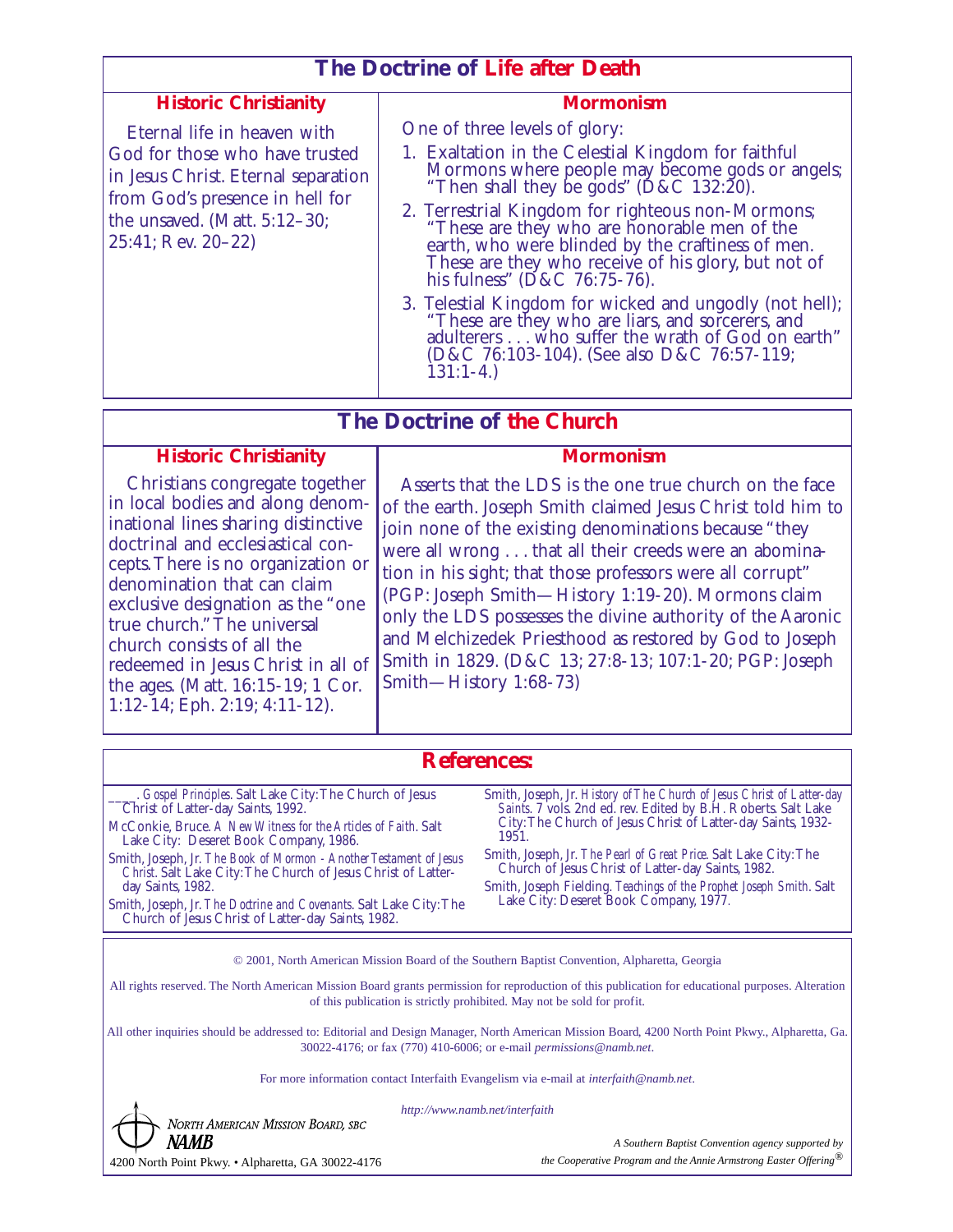## The Doctrine of Life after Death

| Historic Christianity | Mormonism |
|---|---|
| Eternal life in heaven with God for those who have trusted in Jesus Christ. Eternal separation from God's presence in hell for the unsaved. (Matt. 5:12–30; 25:41; Rev. 20–22) | One of three levels of glory:<br>1. Exaltation in the Celestial Kingdom for faithful Mormons where people may become gods or angels; "Then shall they be gods" (D&C 132:20).<br>2. Terrestrial Kingdom for righteous non-Mormons; "These are they who are honorable men of the earth, who were blinded by the craftiness of men. These are they who receive of his glory, but not of his fulness" (D&C 76:75-76).<br>3. Telestial Kingdom for wicked and ungodly (not hell); "These are they who are liars, and sorcerers, and adulterers . . . who suffer the wrath of God on earth" (D&C 76:103-104). (See also D&C 76:57-119; 131:1-4.) |

## The Doctrine of the Church

| Historic Christianity | Mormonism |
|---|---|
| Christians congregate together in local bodies and along denominational lines sharing distinctive doctrinal and ecclesiastical concepts. There is no organization or denomination that can claim exclusive designation as the "one true church." The universal church consists of all the redeemed in Jesus Christ in all of the ages. (Matt. 16:15-19; 1 Cor. 1:12-14; Eph. 2:19; 4:11-12). | Asserts that the LDS is the one true church on the face of the earth. Joseph Smith claimed Jesus Christ told him to join none of the existing denominations because "they were all wrong . . . that all their creeds were an abomination in his sight; that those professors were all corrupt" (PGP: Joseph Smith—History 1:19-20). Mormons claim only the LDS possesses the divine authority of the Aaronic and Melchizedek Priesthood as restored by God to Joseph Smith in 1829. (D&C 13; 27:8-13; 107:1-20; PGP: Joseph Smith—History 1:68-73) |

## References:

____. *Gospel Principles*. Salt Lake City: The Church of Jesus Christ of Latter-day Saints, 1992.

McConkie, Bruce. *A New Witness for the Articles of Faith*. Salt Lake City: Deseret Book Company, 1986.

Smith, Joseph, Jr. *The Book of Mormon - Another Testament of Jesus Christ*. Salt Lake City: The Church of Jesus Christ of Latter-day Saints, 1982.

Smith, Joseph, Jr. *The Doctrine and Covenants*. Salt Lake City: The Church of Jesus Christ of Latter-day Saints, 1982.

Smith, Joseph, Jr. *History of The Church of Jesus Christ of Latter-day Saints*. 7 vols. 2nd ed. rev. Edited by B.H. Roberts. Salt Lake City: The Church of Jesus Christ of Latter-day Saints, 1932-1951.

Smith, Joseph, Jr. *The Pearl of Great Price*. Salt Lake City: The Church of Jesus Christ of Latter-day Saints, 1982.

Smith, Joseph Fielding. *Teachings of the Prophet Joseph Smith*. Salt Lake City: Deseret Book Company, 1977.

© 2001, North American Mission Board of the Southern Baptist Convention, Alpharetta, Georgia

All rights reserved. The North American Mission Board grants permission for reproduction of this publication for educational purposes. Alteration of this publication is strictly prohibited. May not be sold for profit.

All other inquiries should be addressed to: Editorial and Design Manager, North American Mission Board, 4200 North Point Pkwy., Alpharetta, Ga. 30022-4176; or fax (770) 410-6006; or e-mail *permissions@namb.net*.

For more information contact Interfaith Evangelism via e-mail at *interfaith@namb.net*.

*http://www.namb.net/interfaith*

NORTH AMERICAN MISSION BOARD, SBC
**NAMB**
4200 North Point Pkwy. • Alpharetta, GA 30022-4176

*A Southern Baptist Convention agency supported by the Cooperative Program and the Annie Armstrong Easter Offering®*